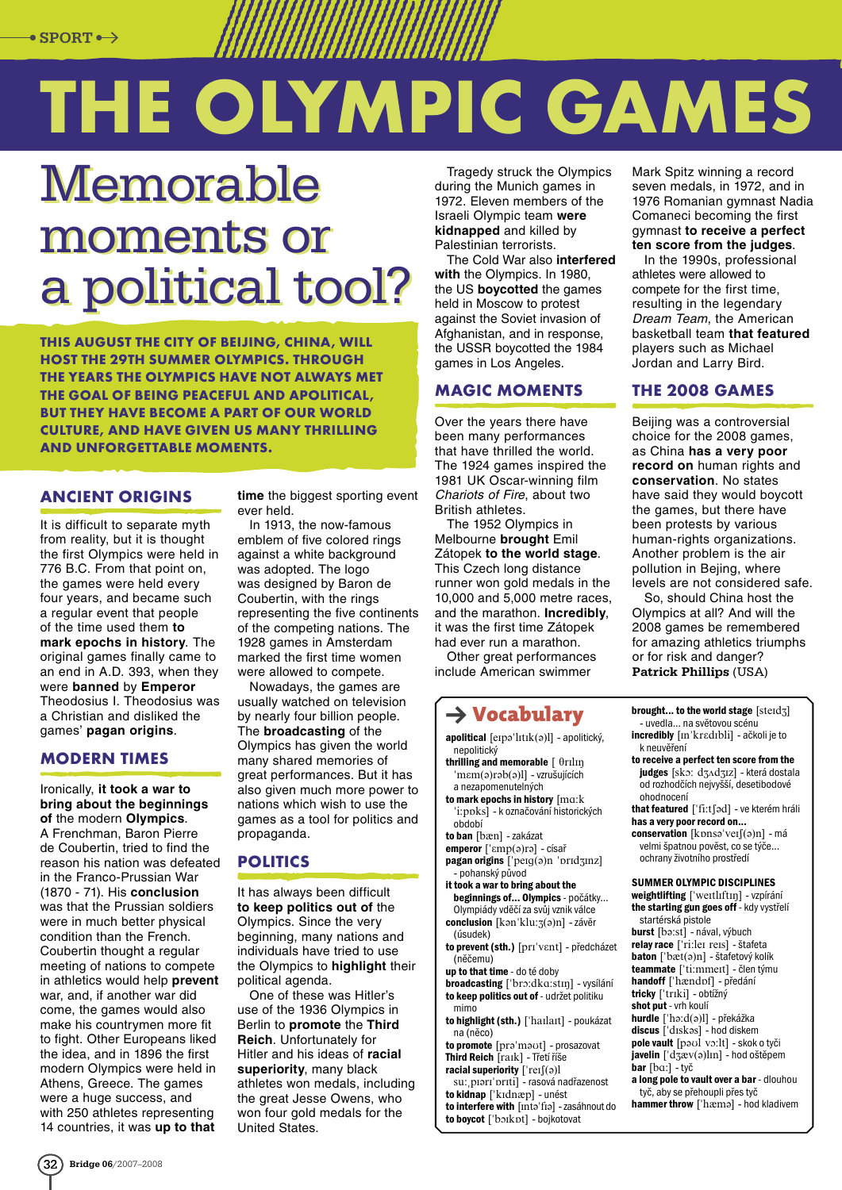SPORT

# THE OLYMPIC GAMES

## Memorable moments or a political tool?

**THIS AUGUST THE CITY OF BEIJING, CHINA, WILL HOST THE 29TH SUMMER OLYMPICS. THROUGH THE YEARS THE OLYMPICS HAVE NOT ALWAYS MET THE GOAL OF BEING PEACEFUL AND APOLITICAL, BUT THEY HAVE BECOME A PART OF OUR WORLD CULTURE, AND HAVE GIVEN US MANY THRILLING AND UNFORGETTABLE MOMENTS.**

### ANCIENT ORIGINS

It is difficult to separate myth from reality, but it is thought the first Olympics were held in 776 B.C. From that point on, the games were held every four years, and became such a regular event that people of the time used them **to mark epochs in history**. The original games finally came to an end in A.D. 393, when they were **banned** by **Emperor** Theodosius I. Theodosius was a Christian and disliked the games' **pagan origins**.

### MODERN TIMES

Ironically, **it took a war to bring about the beginnings of** the modern **Olympics**. A Frenchman, Baron Pierre de Coubertin, tried to find the reason his nation was defeated in the Franco-Prussian War (1870 - 71). His **conclusion** was that the Prussian soldiers were in much better physical condition than the French. Coubertin thought a regular meeting of nations to compete in athletics would help **prevent** war, and, if another war did come, the games would also make his countrymen more fit to fight. Other Europeans liked the idea, and in 1896 the first modern Olympics were held in Athens, Greece. The games were a huge success, and with 250 athletes representing 14 countries, it was **up to that time** the biggest sporting event ever held.

In 1913, the now-famous emblem of five colored rings against a white background was adopted. The logo was designed by Baron de Coubertin, with the rings representing the five continents of the competing nations. The 1928 games in Amsterdam marked the first time women were allowed to compete.

Nowadays, the games are usually watched on television by nearly four billion people. The **broadcasting** of the Olympics has given the world many shared memories of great performances. But it has also given much more power to nations which wish to use the games as a tool for politics and propaganda.

### POLITICS

It has always been difficult **to keep politics out of** the Olympics. Since the very beginning, many nations and individuals have tried to use the Olympics to **highlight** their political agenda.

One of these was Hitler's use of the 1936 Olympics in Berlin to **promote** the **Third Reich**. Unfortunately for Hitler and his ideas of **racial superiority**, many black athletes won medals, including the great Jesse Owens, who won four gold medals for the United States.

Tragedy struck the Olympics during the Munich games in 1972. Eleven members of the Israeli Olympic team **were kidnapped** and killed by Palestinian terrorists.

The Cold War also **interfered with** the Olympics. In 1980, the US **boycotted** the games held in Moscow to protest against the Soviet invasion of Afghanistan, and in response, the USSR boycotted the 1984 games in Los Angeles.

### MAGIC MOMENTS

Over the years there have been many performances that have thrilled the world. The 1924 games inspired the 1981 UK Oscar-winning film *Chariots of Fire*, about two British athletes.

The 1952 Olympics in Melbourne **brought** Emil Zátopek **to the world stage**. This Czech long distance runner won gold medals in the 10,000 and 5,000 metre races, and the marathon. **Incredibly**, it was the first time Zátopek had ever run a marathon.

Other great performances include American swimmer Mark Spitz winning a record seven medals, in 1972, and in 1976 Romanian gymnast Nadia Comaneci becoming the first gymnast **to receive a perfect ten score from the judges**.

In the 1990s, professional athletes were allowed to compete for the first time, resulting in the legendary *Dream Team*, the American basketball team **that featured** players such as Michael Jordan and Larry Bird.

### THE 2008 GAMES

Beijing was a controversial choice for the 2008 games, as China **has a very poor record on** human rights and **conservation**. No states have said they would boycott the games, but there have been protests by various human-rights organizations. Another problem is the air pollution in Bejing, where levels are not considered safe.

So, should China host the Olympics at all? And will the 2008 games be remembered for amazing athletics triumphs or for risk and danger?

**Patrick Phillips** (USA)

### Vocabulary

**apolitical** [eɪpəˈlɪtɪk(ə)l] - apolitický, nepolitický
**thrilling and memorable** [ˈθrɪlɪŋ ˈmem(ə)rəb(ə)l] - vzrušujících a nezapomenutelných
**to mark epochs in history** [mɑːk ˈiːpɒks] - k označování historických období
**to ban** [bæn] - zakázat
**emperor** [ˈemp(ə)rə] - císař
**pagan origins** [ˈpeɪg(ə)n ˈɒrɪdʒɪnz] - pohanský původ
**it took a war to bring about the beginnings of... Olympics** - počátky... Olympiády vděčí za svůj vznik válce
**conclusion** [kənˈkluːʒ(ə)n] - závěr (úsudek)
**to prevent (sth.)** [prɪˈvent] - předcházet (něčemu)
**up to that time** - do té doby
**broadcasting** [ˈbrɔːdkɑːstɪŋ] - vysílání
**to keep politics out of** - udržet politiku mimo
**to highlight (sth.)** [ˈhaɪlaɪt] - poukázat na (něco)
**to promote** [prəˈməʊt] - prosazovat
**Third Reich** [raɪk] - Třetí říše
**racial superiority** [ˈreɪʃ(ə)l suːˌpɪərɪˈɒrɪti] - rasová nadřazenost
**to kidnap** [ˈkɪdnæp] - unést
**to interfere with** [ɪntəˈfɪə] - zasáhnout do
**to boycot** [ˈbɔɪkɒt] - bojkotovat
**brought... to the world stage** [steɪdʒ] - uvedla... na světovou scénu
**incredibly** [ɪnˈkredɪbli] - ačkoli je to k neuvěření
**to receive a perfect ten score from the judges** [skɔː dʒʌdʒɪz] - která dostala od rozhodčích nejvyšší, desetibodové ohodnocení
**that featured** [ˈfiːtʃəd] - ve kterém hráli
**has a very poor record on...**
**conservation** [kɒnsəˈveɪʃ(ə)n] - má velmi špatnou pověst, co se týče... ochrany životního prostředí

**SUMMER OLYMPIC DISCIPLINES**
**weightlifting** [ˈweɪtlɪftɪŋ] - vzpírání
**the starting gun goes off** - kdy vystřelí startérská pistole
**burst** [bɜːst] - nával, výbuch
**relay race** [ˈriːleɪ reɪs] - štafeta
**baton** [ˈbæt(ə)n] - štafetový kolík
**teammate** [ˈtiːmmeɪt] - člen týmu
**handoff** [ˈhændɒf] - předání
**tricky** [ˈtrɪki] - obtížný
**shot put** - vrh koulí
**hurdle** [ˈhɜːd(ə)l] - překážka
**discus** [ˈdɪskəs] - hod diskem
**pole vault** [pəʊl vɔːlt] - skok o tyči
**javelin** [ˈdʒæv(ə)lɪn] - hod oštěpem
**bar** [bɑː] - tyč
**a long pole to vault over a bar** - dlouhou tyč, aby se přehoupli přes tyč
**hammer throw** [ˈhæmə] - hod kladivem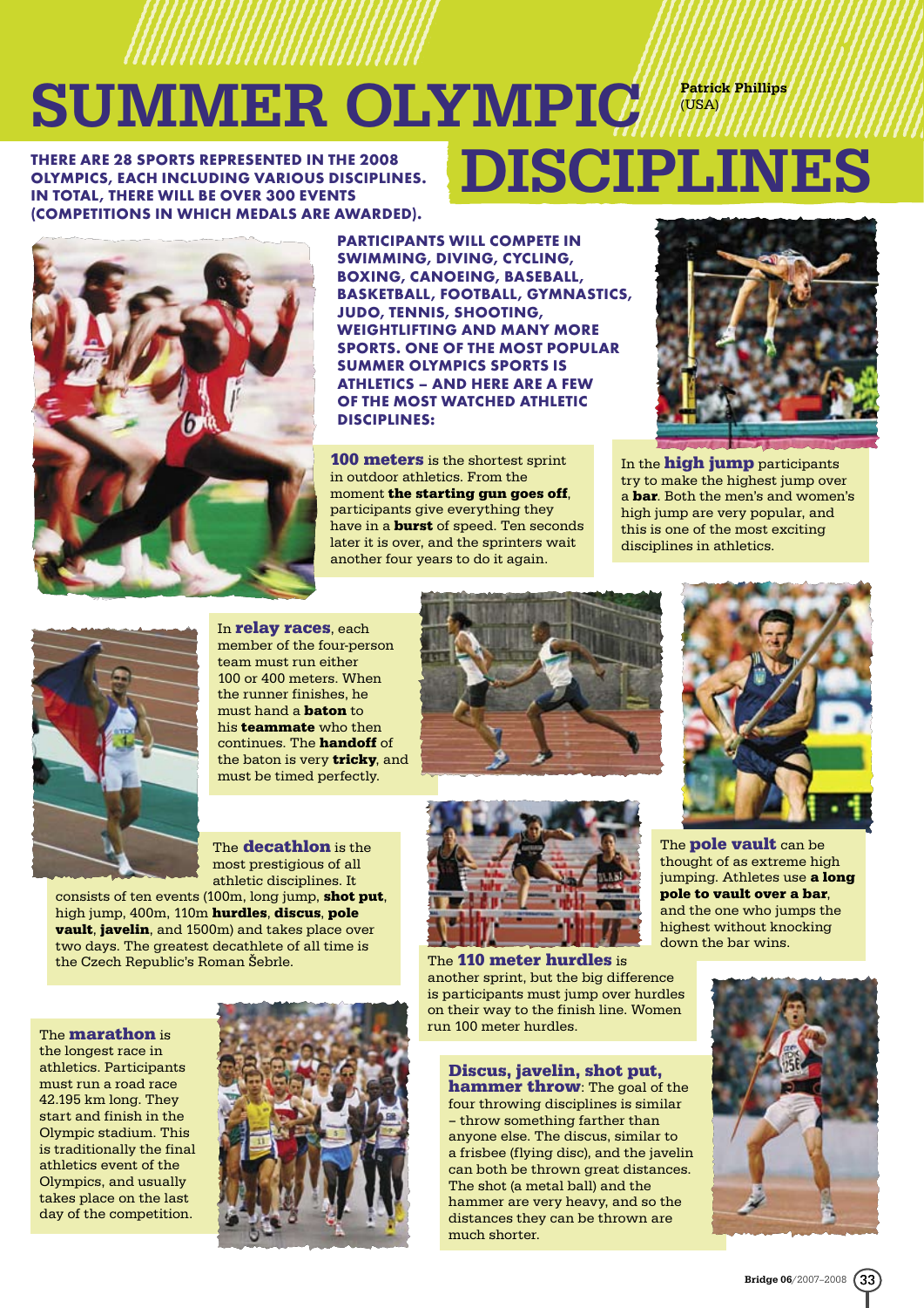# SUMMER OLYMPIC DISCIPLINES

Patrick Phillips (USA)

**THERE ARE 28 SPORTS REPRESENTED IN THE 2008 OLYMPICS, EACH INCLUDING VARIOUS DISCIPLINES. IN TOTAL, THERE WILL BE OVER 300 EVENTS (COMPETITIONS IN WHICH MEDALS ARE AWARDED).**

**PARTICIPANTS WILL COMPETE IN SWIMMING, DIVING, CYCLING, BOXING, CANOEING, BASEBALL, BASKETBALL, FOOTBALL, GYMNASTICS, JUDO, TENNIS, SHOOTING, WEIGHTLIFTING AND MANY MORE SPORTS. ONE OF THE MOST POPULAR SUMMER OLYMPICS SPORTS IS ATHLETICS – AND HERE ARE A FEW OF THE MOST WATCHED ATHLETIC DISCIPLINES:**

**100 meters** is the shortest sprint in outdoor athletics. From the moment **the starting gun goes off**, participants give everything they have in a **burst** of speed. Ten seconds later it is over, and the sprinters wait another four years to do it again.

In the **high jump** participants try to make the highest jump over a **bar**. Both the men's and women's high jump are very popular, and this is one of the most exciting disciplines in athletics.

In **relay races**, each member of the four-person team must run either 100 or 400 meters. When the runner finishes, he must hand a **baton** to his **teammate** who then continues. The **handoff** of the baton is very **tricky**, and must be timed perfectly.

The **decathlon** is the most prestigious of all athletic disciplines. It consists of ten events (100m, long jump, **shot put**, high jump, 400m, 110m **hurdles**, **discus**, **pole vault**, **javelin**, and 1500m) and takes place over two days. The greatest decathlete of all time is the Czech Republic's Roman Šebrle.

The **pole vault** can be thought of as extreme high jumping. Athletes use **a long pole to vault over a bar**, and the one who jumps the highest without knocking down the bar wins.

The **110 meter hurdles** is another sprint, but the big difference is participants must jump over hurdles on their way to the finish line. Women run 100 meter hurdles.

The **marathon** is the longest race in athletics. Participants must run a road race 42.195 km long. They start and finish in the Olympic stadium. This is traditionally the final athletics event of the Olympics, and usually takes place on the last day of the competition.

**Discus, javelin, shot put, hammer throw**: The goal of the four throwing disciplines is similar – throw something farther than anyone else. The discus, similar to a frisbee (flying disc), and the javelin can both be thrown great distances. The shot (a metal ball) and the hammer are very heavy, and so the distances they can be thrown are much shorter.